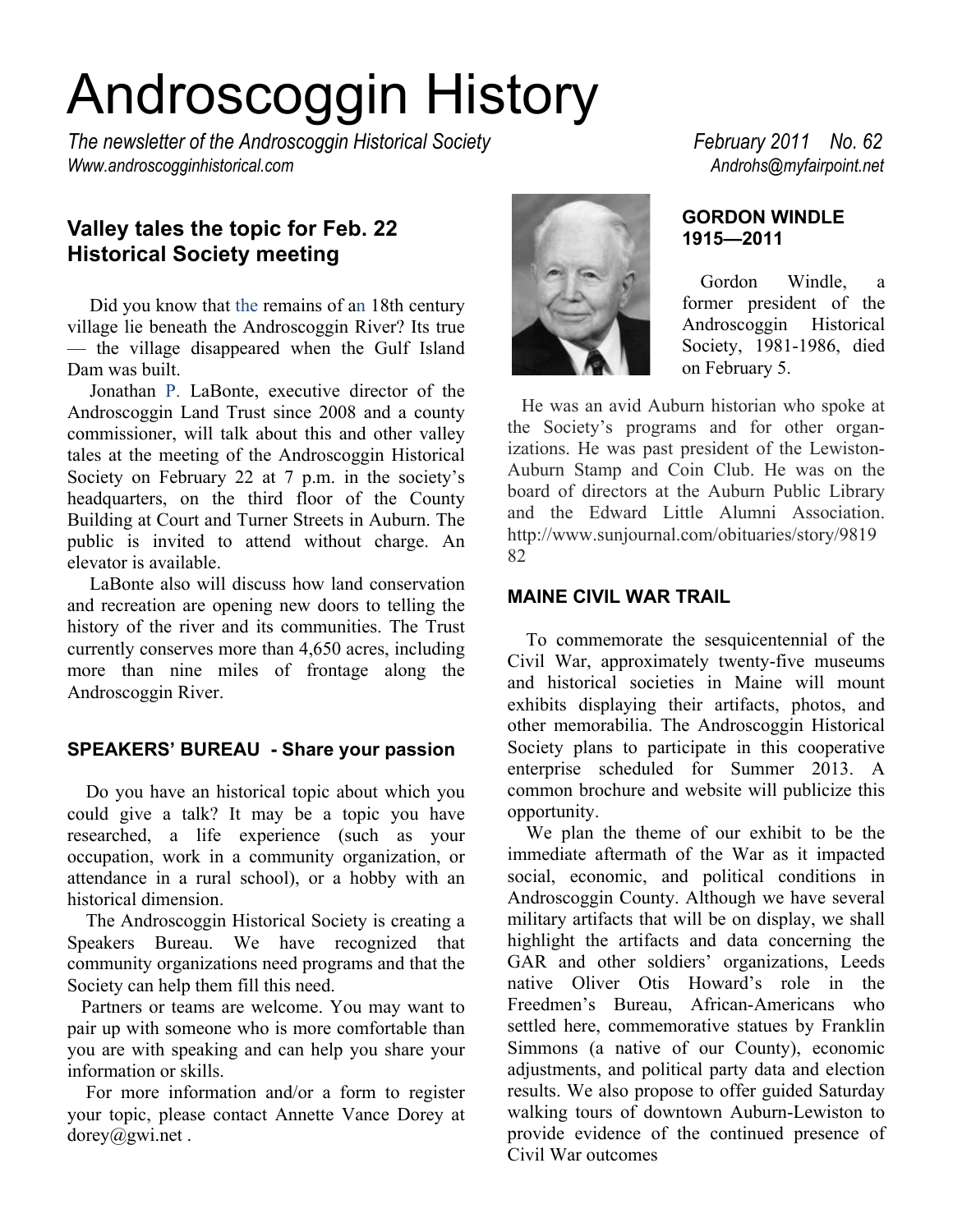# Androscoggin History

*The newsletter of the Androscoggin Historical Society* *February 2011 No. 62*
*Www.androscogginhistorical.com* *Androhs@myfairpoint.net*

## Valley tales the topic for Feb. 22 Historical Society meeting

Did you know that the remains of an 18th century village lie beneath the Androscoggin River? Its true — the village disappeared when the Gulf Island Dam was built.

Jonathan P. LaBonte, executive director of the Androscoggin Land Trust since 2008 and a county commissioner, will talk about this and other valley tales at the meeting of the Androscoggin Historical Society on February 22 at 7 p.m. in the society's headquarters, on the third floor of the County Building at Court and Turner Streets in Auburn. The public is invited to attend without charge. An elevator is available.

LaBonte also will discuss how land conservation and recreation are opening new doors to telling the history of the river and its communities. The Trust currently conserves more than 4,650 acres, including more than nine miles of frontage along the Androscoggin River.

### SPEAKERS' BUREAU - Share your passion

Do you have an historical topic about which you could give a talk? It may be a topic you have researched, a life experience (such as your occupation, work in a community organization, or attendance in a rural school), or a hobby with an historical dimension.

The Androscoggin Historical Society is creating a Speakers Bureau. We have recognized that community organizations need programs and that the Society can help them fill this need.

Partners or teams are welcome. You may want to pair up with someone who is more comfortable than you are with speaking and can help you share your information or skills.

For more information and/or a form to register your topic, please contact Annette Vance Dorey at dorey@gwi.net .

### GORDON WINDLE 1915—2011

Gordon Windle, a former president of the Androscoggin Historical Society, 1981-1986, died on February 5.

He was an avid Auburn historian who spoke at the Society's programs and for other organizations. He was past president of the Lewiston-Auburn Stamp and Coin Club. He was on the board of directors at the Auburn Public Library and the Edward Little Alumni Association. http://www.sunjournal.com/obituaries/story/981982

### MAINE CIVIL WAR TRAIL

To commemorate the sesquicentennial of the Civil War, approximately twenty-five museums and historical societies in Maine will mount exhibits displaying their artifacts, photos, and other memorabilia. The Androscoggin Historical Society plans to participate in this cooperative enterprise scheduled for Summer 2013. A common brochure and website will publicize this opportunity.

We plan the theme of our exhibit to be the immediate aftermath of the War as it impacted social, economic, and political conditions in Androscoggin County. Although we have several military artifacts that will be on display, we shall highlight the artifacts and data concerning the GAR and other soldiers' organizations, Leeds native Oliver Otis Howard's role in the Freedmen's Bureau, African-Americans who settled here, commemorative statues by Franklin Simmons (a native of our County), economic adjustments, and political party data and election results. We also propose to offer guided Saturday walking tours of downtown Auburn-Lewiston to provide evidence of the continued presence of Civil War outcomes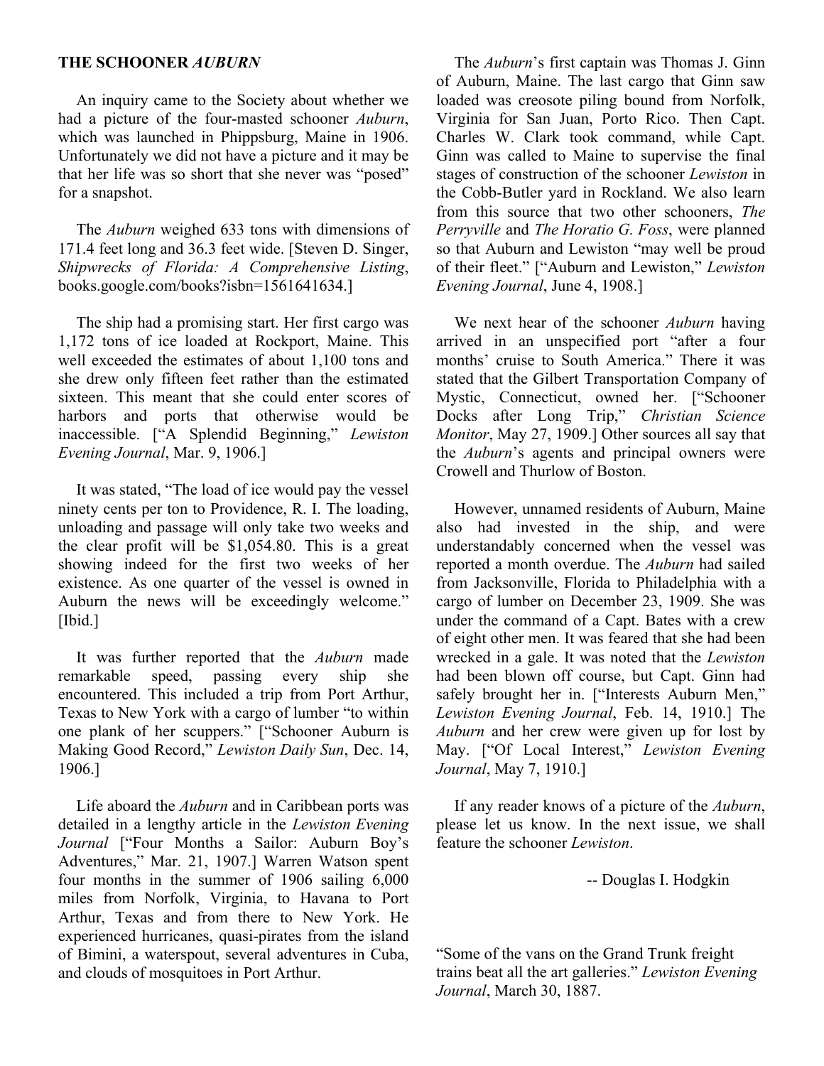**THE SCHOONER *AUBURN***

An inquiry came to the Society about whether we had a picture of the four-masted schooner *Auburn*, which was launched in Phippsburg, Maine in 1906. Unfortunately we did not have a picture and it may be that her life was so short that she never was "posed" for a snapshot.

The *Auburn* weighed 633 tons with dimensions of 171.4 feet long and 36.3 feet wide. [Steven D. Singer, *Shipwrecks of Florida: A Comprehensive Listing*, books.google.com/books?isbn=1561641634.]

The ship had a promising start. Her first cargo was 1,172 tons of ice loaded at Rockport, Maine. This well exceeded the estimates of about 1,100 tons and she drew only fifteen feet rather than the estimated sixteen. This meant that she could enter scores of harbors and ports that otherwise would be inaccessible. ["A Splendid Beginning," *Lewiston Evening Journal*, Mar. 9, 1906.]

It was stated, "The load of ice would pay the vessel ninety cents per ton to Providence, R. I. The loading, unloading and passage will only take two weeks and the clear profit will be $1,054.80. This is a great showing indeed for the first two weeks of her existence. As one quarter of the vessel is owned in Auburn the news will be exceedingly welcome." [Ibid.]

It was further reported that the *Auburn* made remarkable speed, passing every ship she encountered. This included a trip from Port Arthur, Texas to New York with a cargo of lumber "to within one plank of her scuppers." ["Schooner Auburn is Making Good Record," *Lewiston Daily Sun*, Dec. 14, 1906.]

Life aboard the *Auburn* and in Caribbean ports was detailed in a lengthy article in the *Lewiston Evening Journal* ["Four Months a Sailor: Auburn Boy's Adventures," Mar. 21, 1907.] Warren Watson spent four months in the summer of 1906 sailing 6,000 miles from Norfolk, Virginia, to Havana to Port Arthur, Texas and from there to New York. He experienced hurricanes, quasi-pirates from the island of Bimini, a waterspout, several adventures in Cuba, and clouds of mosquitoes in Port Arthur.

The *Auburn*'s first captain was Thomas J. Ginn of Auburn, Maine. The last cargo that Ginn saw loaded was creosote piling bound from Norfolk, Virginia for San Juan, Porto Rico. Then Capt. Charles W. Clark took command, while Capt. Ginn was called to Maine to supervise the final stages of construction of the schooner *Lewiston* in the Cobb-Butler yard in Rockland. We also learn from this source that two other schooners, *The Perryville* and *The Horatio G. Foss*, were planned so that Auburn and Lewiston "may well be proud of their fleet." ["Auburn and Lewiston," *Lewiston Evening Journal*, June 4, 1908.]

We next hear of the schooner *Auburn* having arrived in an unspecified port "after a four months' cruise to South America." There it was stated that the Gilbert Transportation Company of Mystic, Connecticut, owned her. ["Schooner Docks after Long Trip," *Christian Science Monitor*, May 27, 1909.] Other sources all say that the *Auburn*'s agents and principal owners were Crowell and Thurlow of Boston.

However, unnamed residents of Auburn, Maine also had invested in the ship, and were understandably concerned when the vessel was reported a month overdue. The *Auburn* had sailed from Jacksonville, Florida to Philadelphia with a cargo of lumber on December 23, 1909. She was under the command of a Capt. Bates with a crew of eight other men. It was feared that she had been wrecked in a gale. It was noted that the *Lewiston* had been blown off course, but Capt. Ginn had safely brought her in. ["Interests Auburn Men," *Lewiston Evening Journal*, Feb. 14, 1910.] The *Auburn* and her crew were given up for lost by May. ["Of Local Interest," *Lewiston Evening Journal*, May 7, 1910.]

If any reader knows of a picture of the *Auburn*, please let us know. In the next issue, we shall feature the schooner *Lewiston*.

-- Douglas I. Hodgkin

"Some of the vans on the Grand Trunk freight trains beat all the art galleries." *Lewiston Evening Journal*, March 30, 1887.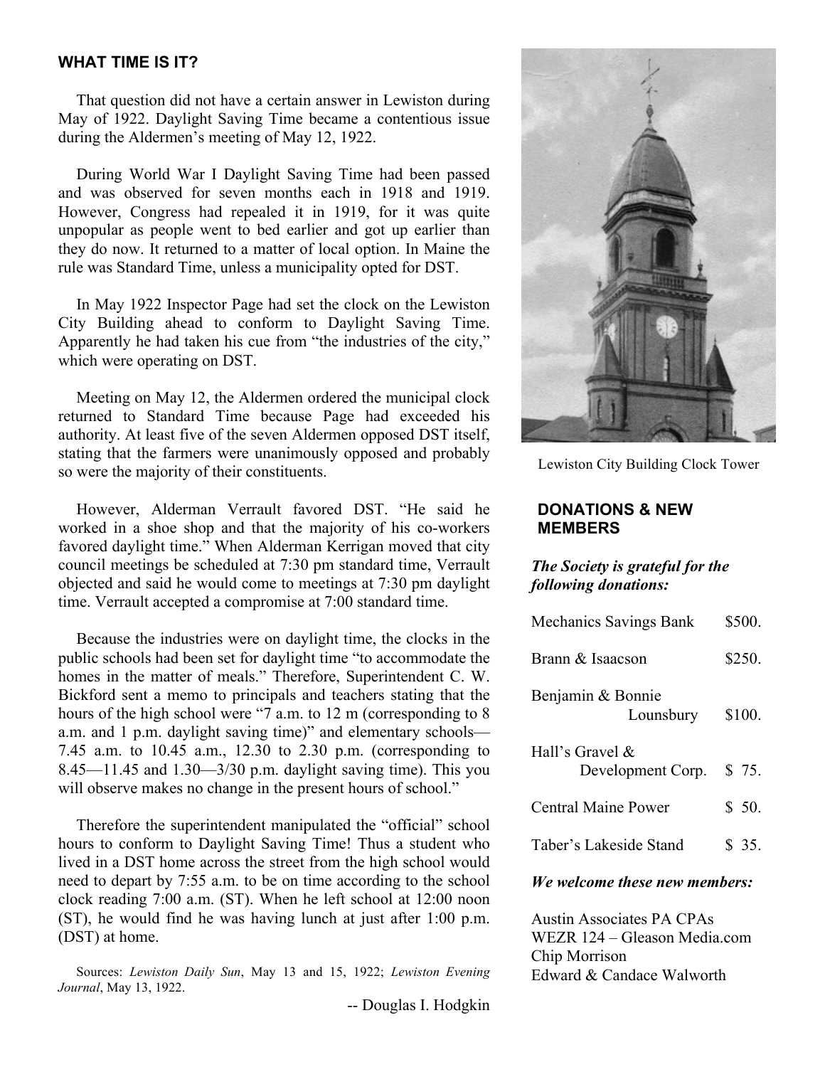## WHAT TIME IS IT?

That question did not have a certain answer in Lewiston during May of 1922. Daylight Saving Time became a contentious issue during the Aldermen's meeting of May 12, 1922.

During World War I Daylight Saving Time had been passed and was observed for seven months each in 1918 and 1919. However, Congress had repealed it in 1919, for it was quite unpopular as people went to bed earlier and got up earlier than they do now. It returned to a matter of local option. In Maine the rule was Standard Time, unless a municipality opted for DST.

In May 1922 Inspector Page had set the clock on the Lewiston City Building ahead to conform to Daylight Saving Time. Apparently he had taken his cue from "the industries of the city," which were operating on DST.

Meeting on May 12, the Aldermen ordered the municipal clock returned to Standard Time because Page had exceeded his authority. At least five of the seven Aldermen opposed DST itself, stating that the farmers were unanimously opposed and probably so were the majority of their constituents.

However, Alderman Verrault favored DST. "He said he worked in a shoe shop and that the majority of his co-workers favored daylight time." When Alderman Kerrigan moved that city council meetings be scheduled at 7:30 pm standard time, Verrault objected and said he would come to meetings at 7:30 pm daylight time. Verrault accepted a compromise at 7:00 standard time.

Because the industries were on daylight time, the clocks in the public schools had been set for daylight time "to accommodate the homes in the matter of meals." Therefore, Superintendent C. W. Bickford sent a memo to principals and teachers stating that the hours of the high school were "7 a.m. to 12 m (corresponding to 8 a.m. and 1 p.m. daylight saving time)" and elementary schools—7.45 a.m. to 10.45 a.m., 12.30 to 2.30 p.m. (corresponding to 8.45—11.45 and 1.30—3/30 p.m. daylight saving time). This you will observe makes no change in the present hours of school."

Therefore the superintendent manipulated the "official" school hours to conform to Daylight Saving Time! Thus a student who lived in a DST home across the street from the high school would need to depart by 7:55 a.m. to be on time according to the school clock reading 7:00 a.m. (ST). When he left school at 12:00 noon (ST), he would find he was having lunch at just after 1:00 p.m. (DST) at home.

Sources: *Lewiston Daily Sun*, May 13 and 15, 1922; *Lewiston Evening Journal*, May 13, 1922.

-- Douglas I. Hodgkin

Lewiston City Building Clock Tower

## DONATIONS & NEW MEMBERS

***The Society is grateful for the following donations:***

| | |
|---|---|
| Mechanics Savings Bank | $500. |
| Brann & Isaacson | $250. |
| Benjamin & Bonnie Lounsbury | $100. |
| Hall's Gravel & Development Corp. | $ 75. |
| Central Maine Power | $ 50. |
| Taber's Lakeside Stand | $ 35. |

***We welcome these new members:***

Austin Associates PA CPAs
WEZR 124 – Gleason Media.com
Chip Morrison
Edward & Candace Walworth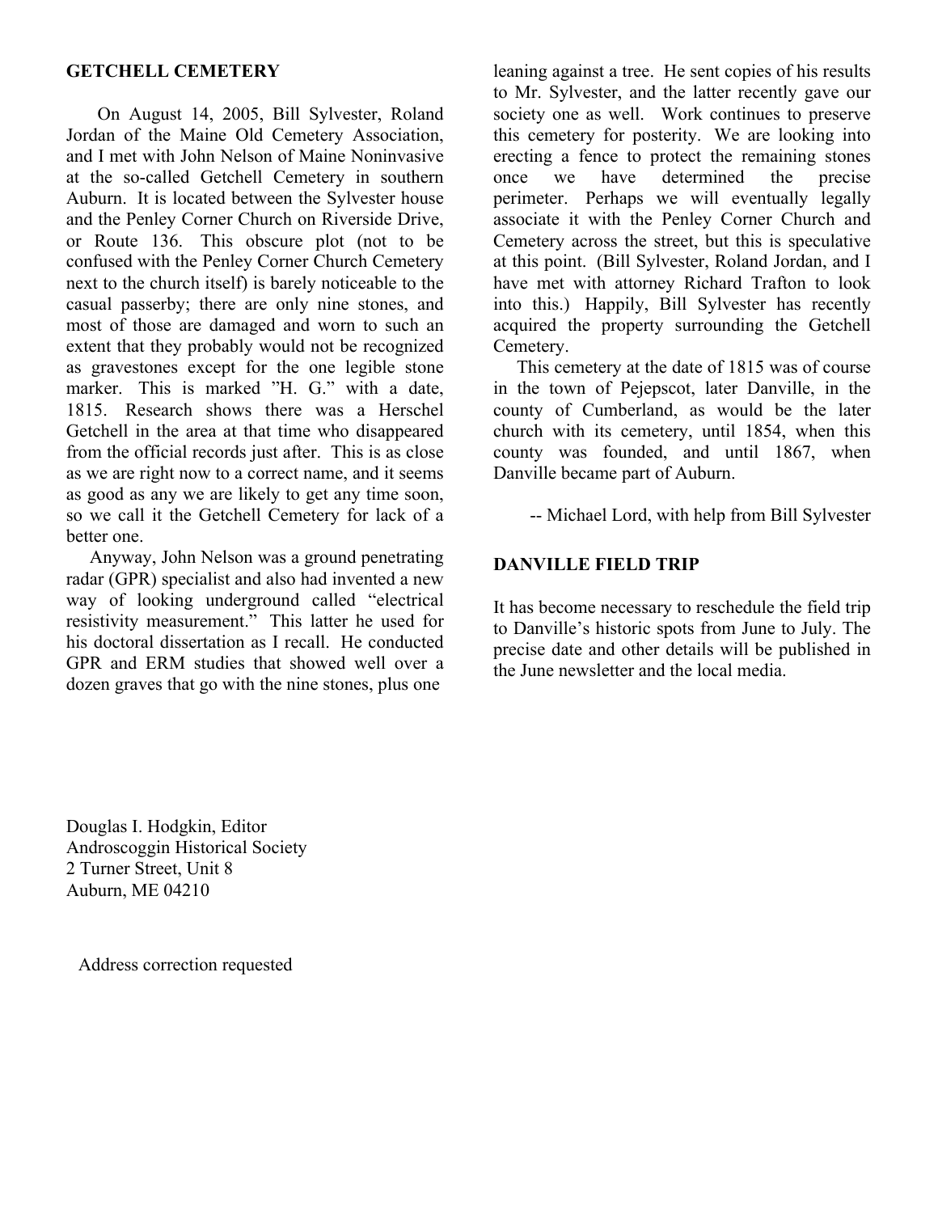## GETCHELL CEMETERY

On August 14, 2005, Bill Sylvester, Roland Jordan of the Maine Old Cemetery Association, and I met with John Nelson of Maine Noninvasive at the so-called Getchell Cemetery in southern Auburn. It is located between the Sylvester house and the Penley Corner Church on Riverside Drive, or Route 136. This obscure plot (not to be confused with the Penley Corner Church Cemetery next to the church itself) is barely noticeable to the casual passerby; there are only nine stones, and most of those are damaged and worn to such an extent that they probably would not be recognized as gravestones except for the one legible stone marker. This is marked "H. G." with a date, 1815. Research shows there was a Herschel Getchell in the area at that time who disappeared from the official records just after. This is as close as we are right now to a correct name, and it seems as good as any we are likely to get any time soon, so we call it the Getchell Cemetery for lack of a better one.

Anyway, John Nelson was a ground penetrating radar (GPR) specialist and also had invented a new way of looking underground called "electrical resistivity measurement." This latter he used for his doctoral dissertation as I recall. He conducted GPR and ERM studies that showed well over a dozen graves that go with the nine stones, plus one leaning against a tree. He sent copies of his results to Mr. Sylvester, and the latter recently gave our society one as well. Work continues to preserve this cemetery for posterity. We are looking into erecting a fence to protect the remaining stones once we have determined the precise perimeter. Perhaps we will eventually legally associate it with the Penley Corner Church and Cemetery across the street, but this is speculative at this point. (Bill Sylvester, Roland Jordan, and I have met with attorney Richard Trafton to look into this.) Happily, Bill Sylvester has recently acquired the property surrounding the Getchell Cemetery.

This cemetery at the date of 1815 was of course in the town of Pejepscot, later Danville, in the county of Cumberland, as would be the later church with its cemetery, until 1854, when this county was founded, and until 1867, when Danville became part of Auburn.

-- Michael Lord, with help from Bill Sylvester

## DANVILLE FIELD TRIP

It has become necessary to reschedule the field trip to Danville's historic spots from June to July. The precise date and other details will be published in the June newsletter and the local media.

Douglas I. Hodgkin, Editor
Androscoggin Historical Society
2 Turner Street, Unit 8
Auburn, ME 04210

Address correction requested